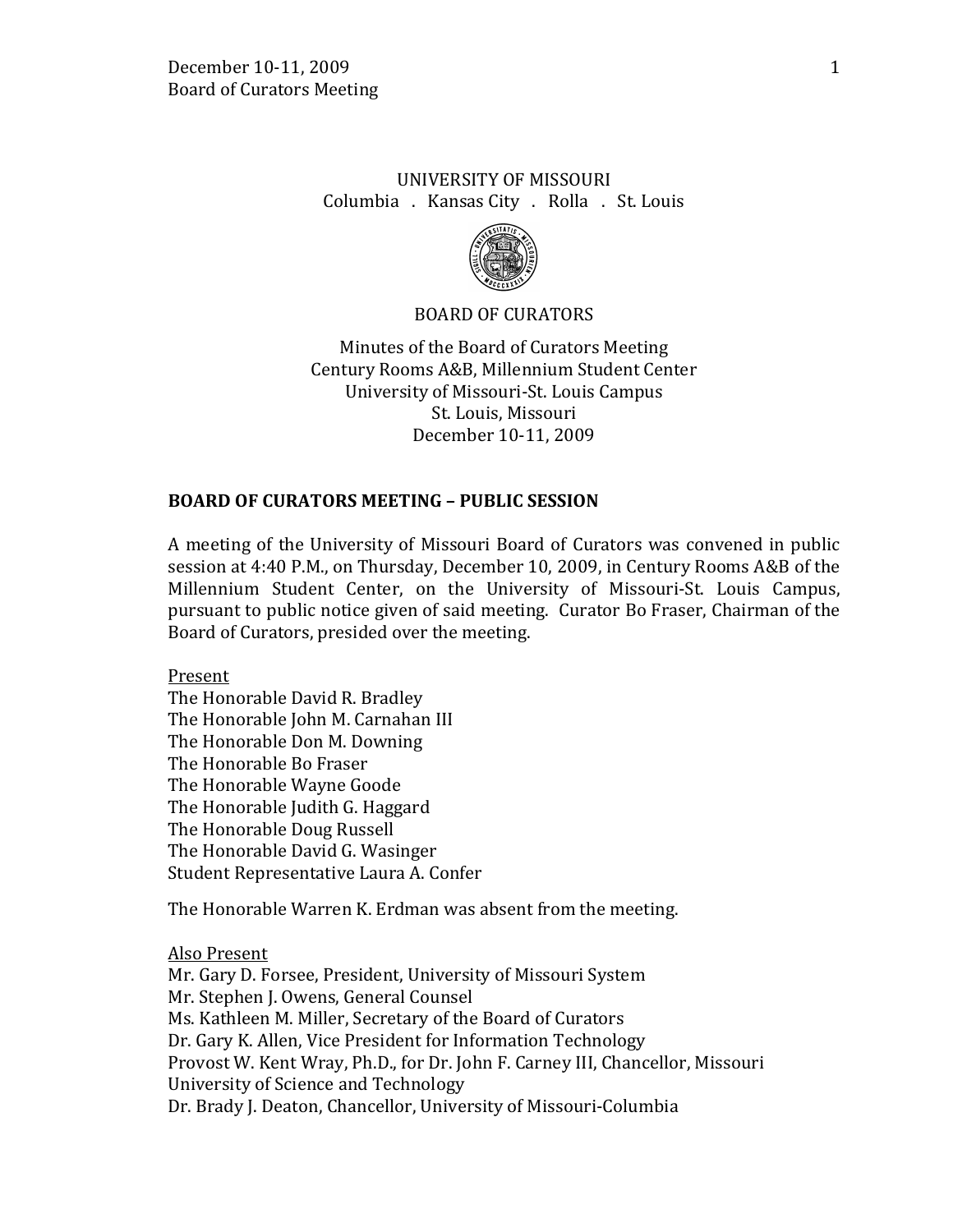UNIVERSITY OF MISSOURI
Columbia . Kansas City . Rolla . St. Louis

BOARD OF CURATORS

Minutes of the Board of Curators Meeting
Century Rooms A&B, Millennium Student Center
University of Missouri-St. Louis Campus
St. Louis, Missouri
December 10-11, 2009

## BOARD OF CURATORS MEETING – PUBLIC SESSION

A meeting of the University of Missouri Board of Curators was convened in public session at 4:40 P.M., on Thursday, December 10, 2009, in Century Rooms A&B of the Millennium Student Center, on the University of Missouri-St. Louis Campus, pursuant to public notice given of said meeting. Curator Bo Fraser, Chairman of the Board of Curators, presided over the meeting.

Present
The Honorable David R. Bradley
The Honorable John M. Carnahan III
The Honorable Don M. Downing
The Honorable Bo Fraser
The Honorable Wayne Goode
The Honorable Judith G. Haggard
The Honorable Doug Russell
The Honorable David G. Wasinger
Student Representative Laura A. Confer

The Honorable Warren K. Erdman was absent from the meeting.

Also Present
Mr. Gary D. Forsee, President, University of Missouri System
Mr. Stephen J. Owens, General Counsel
Ms. Kathleen M. Miller, Secretary of the Board of Curators
Dr. Gary K. Allen, Vice President for Information Technology
Provost W. Kent Wray, Ph.D., for Dr. John F. Carney III, Chancellor, Missouri University of Science and Technology
Dr. Brady J. Deaton, Chancellor, University of Missouri-Columbia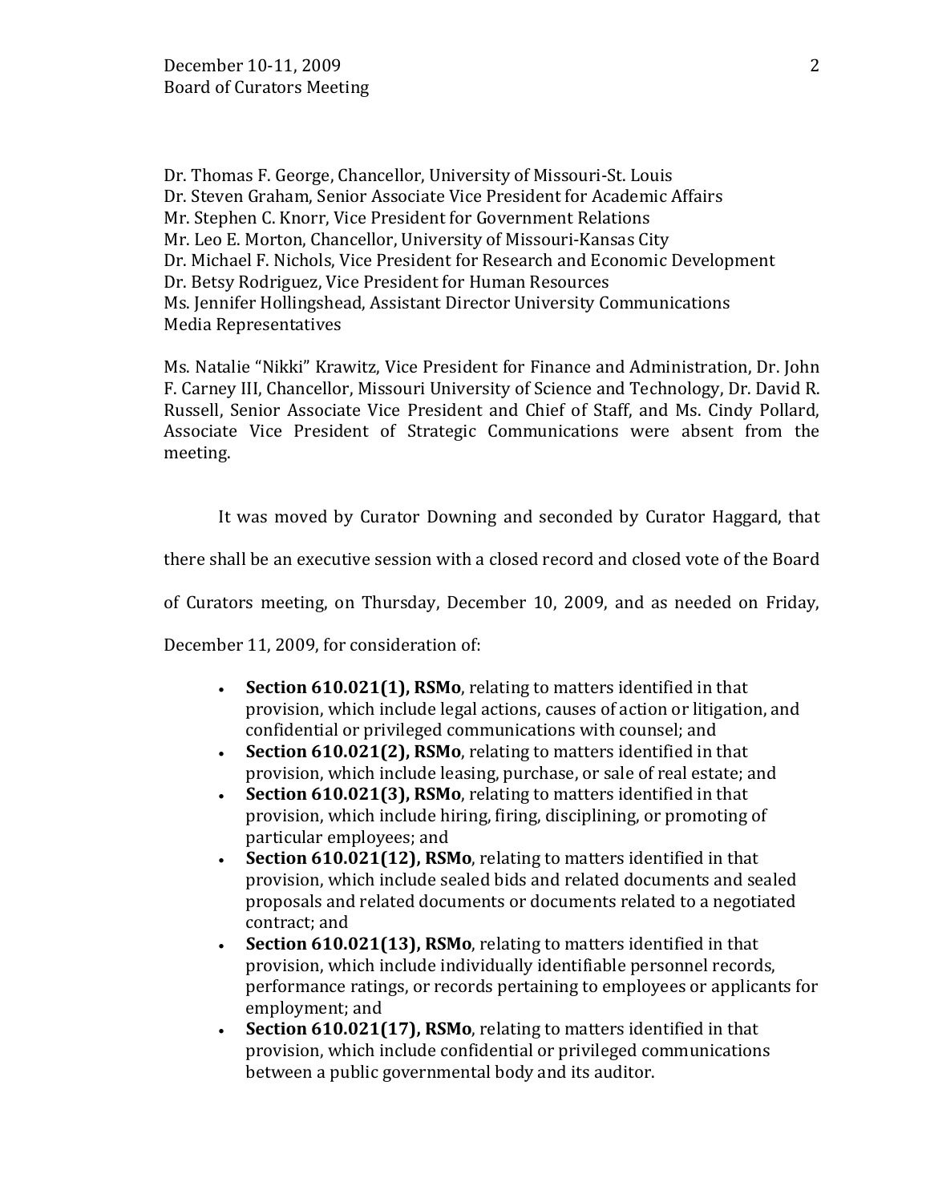Dr. Thomas F. George, Chancellor, University of Missouri-St. Louis
Dr. Steven Graham, Senior Associate Vice President for Academic Affairs
Mr. Stephen C. Knorr, Vice President for Government Relations
Mr. Leo E. Morton, Chancellor, University of Missouri-Kansas City
Dr. Michael F. Nichols, Vice President for Research and Economic Development
Dr. Betsy Rodriguez, Vice President for Human Resources
Ms. Jennifer Hollingshead, Assistant Director University Communications
Media Representatives

Ms. Natalie "Nikki" Krawitz, Vice President for Finance and Administration, Dr. John F. Carney III, Chancellor, Missouri University of Science and Technology, Dr. David R. Russell, Senior Associate Vice President and Chief of Staff, and Ms. Cindy Pollard, Associate Vice President of Strategic Communications were absent from the meeting.

It was moved by Curator Downing and seconded by Curator Haggard, that there shall be an executive session with a closed record and closed vote of the Board of Curators meeting, on Thursday, December 10, 2009, and as needed on Friday, December 11, 2009, for consideration of:

- **Section 610.021(1), RSMo**, relating to matters identified in that provision, which include legal actions, causes of action or litigation, and confidential or privileged communications with counsel; and
- **Section 610.021(2), RSMo**, relating to matters identified in that provision, which include leasing, purchase, or sale of real estate; and
- **Section 610.021(3), RSMo**, relating to matters identified in that provision, which include hiring, firing, disciplining, or promoting of particular employees; and
- **Section 610.021(12), RSMo**, relating to matters identified in that provision, which include sealed bids and related documents and sealed proposals and related documents or documents related to a negotiated contract; and
- **Section 610.021(13), RSMo**, relating to matters identified in that provision, which include individually identifiable personnel records, performance ratings, or records pertaining to employees or applicants for employment; and
- **Section 610.021(17), RSMo**, relating to matters identified in that provision, which include confidential or privileged communications between a public governmental body and its auditor.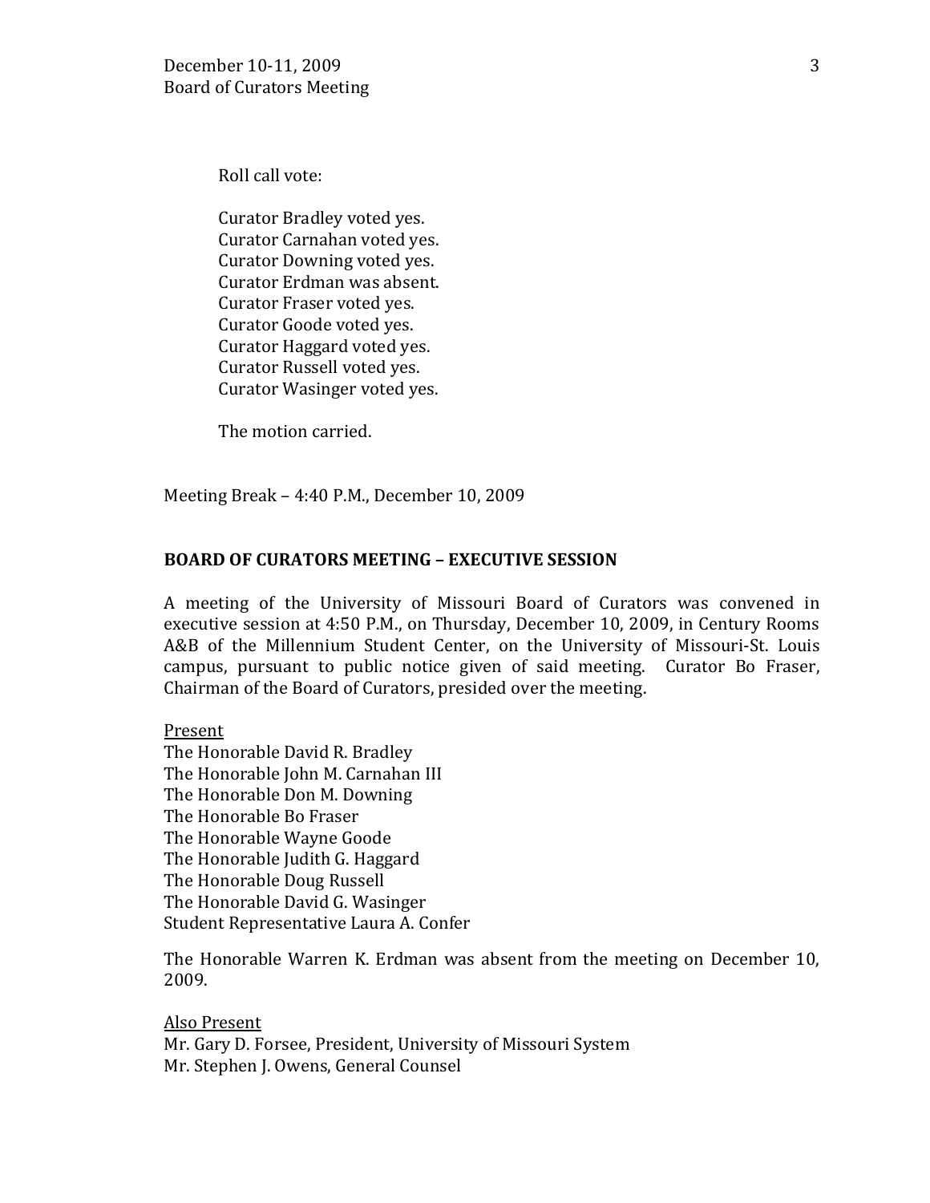Roll call vote:

Curator Bradley voted yes.
Curator Carnahan voted yes.
Curator Downing voted yes.
Curator Erdman was absent.
Curator Fraser voted yes.
Curator Goode voted yes.
Curator Haggard voted yes.
Curator Russell voted yes.
Curator Wasinger voted yes.

The motion carried.

Meeting Break – 4:40 P.M., December 10, 2009

**BOARD OF CURATORS MEETING – EXECUTIVE SESSION**

A meeting of the University of Missouri Board of Curators was convened in executive session at 4:50 P.M., on Thursday, December 10, 2009, in Century Rooms A&B of the Millennium Student Center, on the University of Missouri-St. Louis campus, pursuant to public notice given of said meeting. Curator Bo Fraser, Chairman of the Board of Curators, presided over the meeting.

<u>Present</u>
The Honorable David R. Bradley
The Honorable John M. Carnahan III
The Honorable Don M. Downing
The Honorable Bo Fraser
The Honorable Wayne Goode
The Honorable Judith G. Haggard
The Honorable Doug Russell
The Honorable David G. Wasinger
Student Representative Laura A. Confer

The Honorable Warren K. Erdman was absent from the meeting on December 10, 2009.

<u>Also Present</u>
Mr. Gary D. Forsee, President, University of Missouri System
Mr. Stephen J. Owens, General Counsel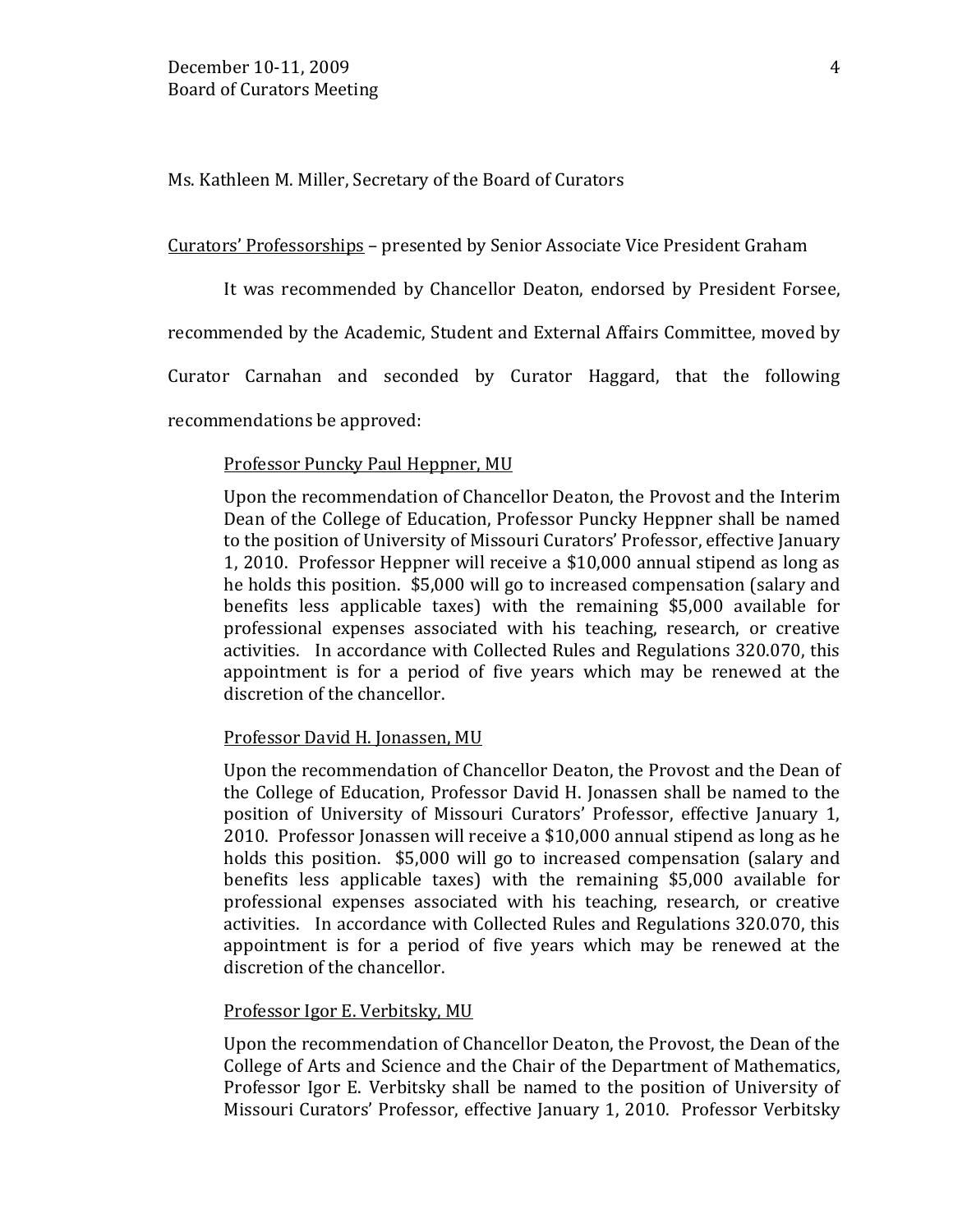Ms. Kathleen M. Miller, Secretary of the Board of Curators

Curators' Professorships – presented by Senior Associate Vice President Graham

It was recommended by Chancellor Deaton, endorsed by President Forsee, recommended by the Academic, Student and External Affairs Committee, moved by Curator Carnahan and seconded by Curator Haggard, that the following recommendations be approved:

> Professor Puncky Paul Heppner, MU
>
> Upon the recommendation of Chancellor Deaton, the Provost and the Interim Dean of the College of Education, Professor Puncky Heppner shall be named to the position of University of Missouri Curators' Professor, effective January 1, 2010. Professor Heppner will receive a $10,000 annual stipend as long as he holds this position. $5,000 will go to increased compensation (salary and benefits less applicable taxes) with the remaining $5,000 available for professional expenses associated with his teaching, research, or creative activities. In accordance with Collected Rules and Regulations 320.070, this appointment is for a period of five years which may be renewed at the discretion of the chancellor.
>
> Professor David H. Jonassen, MU
>
> Upon the recommendation of Chancellor Deaton, the Provost and the Dean of the College of Education, Professor David H. Jonassen shall be named to the position of University of Missouri Curators' Professor, effective January 1, 2010. Professor Jonassen will receive a $10,000 annual stipend as long as he holds this position. $5,000 will go to increased compensation (salary and benefits less applicable taxes) with the remaining $5,000 available for professional expenses associated with his teaching, research, or creative activities. In accordance with Collected Rules and Regulations 320.070, this appointment is for a period of five years which may be renewed at the discretion of the chancellor.
>
> Professor Igor E. Verbitsky, MU
>
> Upon the recommendation of Chancellor Deaton, the Provost, the Dean of the College of Arts and Science and the Chair of the Department of Mathematics, Professor Igor E. Verbitsky shall be named to the position of University of Missouri Curators' Professor, effective January 1, 2010. Professor Verbitsky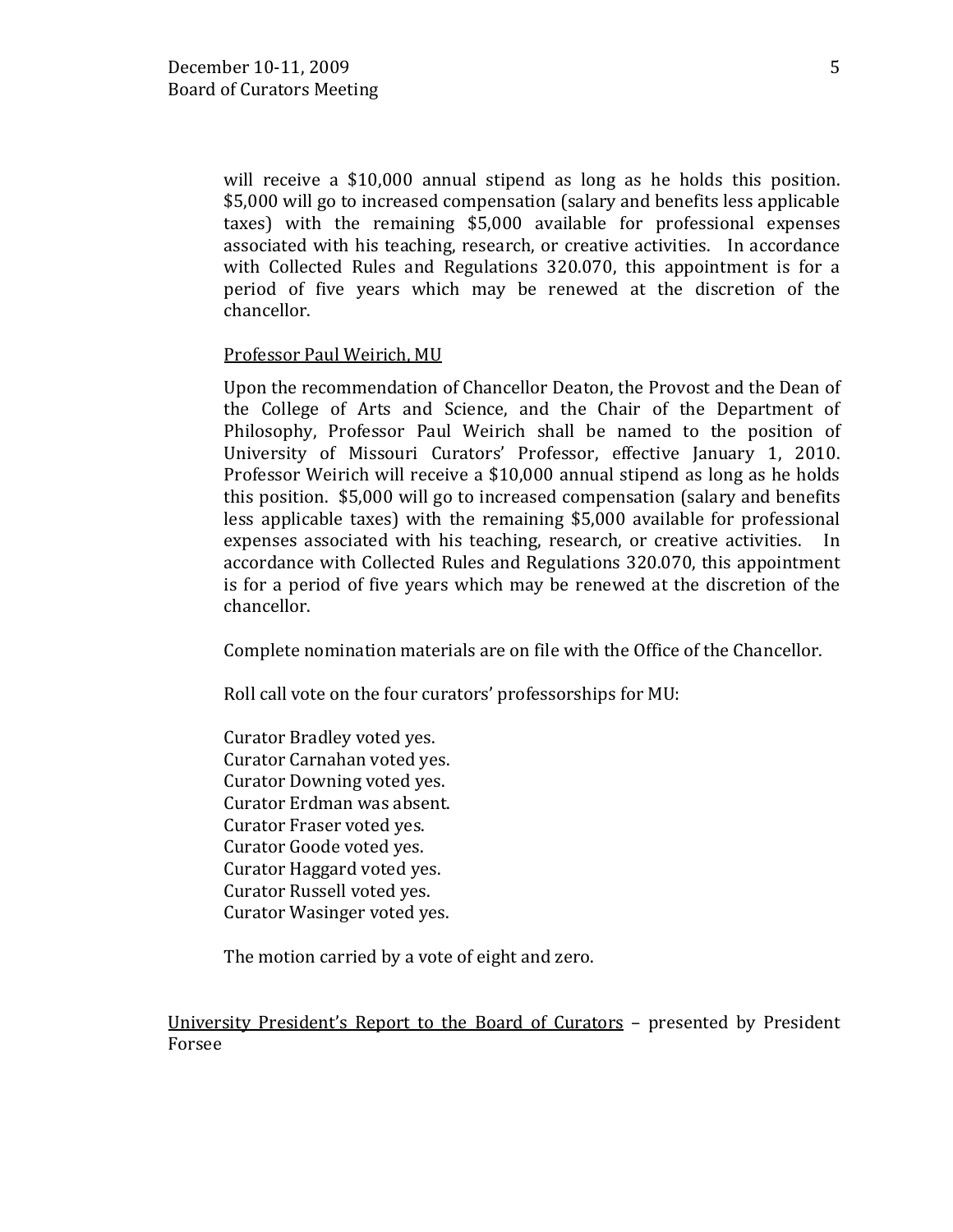will receive a $10,000 annual stipend as long as he holds this position. $5,000 will go to increased compensation (salary and benefits less applicable taxes) with the remaining $5,000 available for professional expenses associated with his teaching, research, or creative activities. In accordance with Collected Rules and Regulations 320.070, this appointment is for a period of five years which may be renewed at the discretion of the chancellor.

<u>Professor Paul Weirich, MU</u>

Upon the recommendation of Chancellor Deaton, the Provost and the Dean of the College of Arts and Science, and the Chair of the Department of Philosophy, Professor Paul Weirich shall be named to the position of University of Missouri Curators' Professor, effective January 1, 2010. Professor Weirich will receive a $10,000 annual stipend as long as he holds this position. $5,000 will go to increased compensation (salary and benefits less applicable taxes) with the remaining $5,000 available for professional expenses associated with his teaching, research, or creative activities. In accordance with Collected Rules and Regulations 320.070, this appointment is for a period of five years which may be renewed at the discretion of the chancellor.

Complete nomination materials are on file with the Office of the Chancellor.

Roll call vote on the four curators' professorships for MU:

Curator Bradley voted yes.
Curator Carnahan voted yes.
Curator Downing voted yes.
Curator Erdman was absent.
Curator Fraser voted yes.
Curator Goode voted yes.
Curator Haggard voted yes.
Curator Russell voted yes.
Curator Wasinger voted yes.

The motion carried by a vote of eight and zero.

<u>University President's Report to the Board of Curators</u> – presented by President Forsee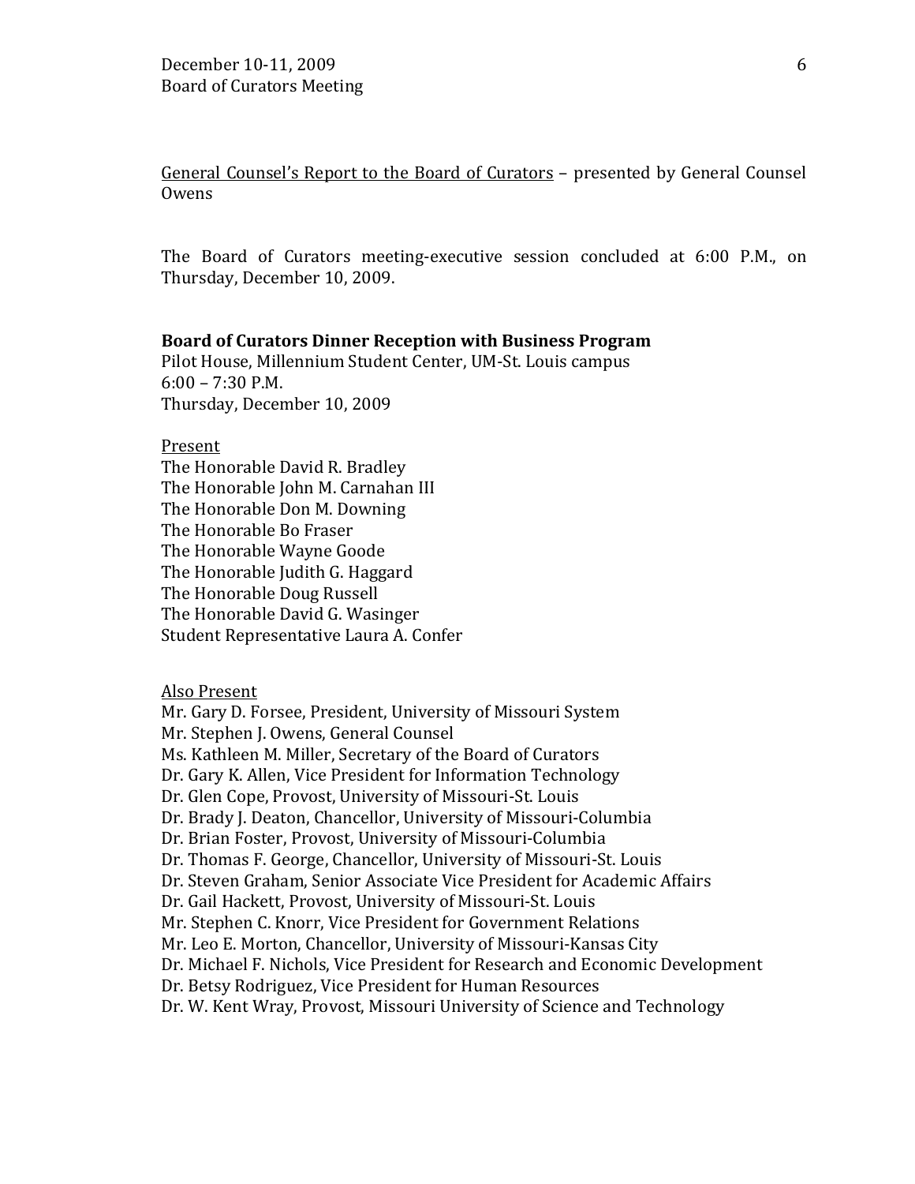General Counsel's Report to the Board of Curators – presented by General Counsel Owens

The Board of Curators meeting-executive session concluded at 6:00 P.M., on Thursday, December 10, 2009.

**Board of Curators Dinner Reception with Business Program**
Pilot House, Millennium Student Center, UM-St. Louis campus
6:00 – 7:30 P.M.
Thursday, December 10, 2009

Present
The Honorable David R. Bradley
The Honorable John M. Carnahan III
The Honorable Don M. Downing
The Honorable Bo Fraser
The Honorable Wayne Goode
The Honorable Judith G. Haggard
The Honorable Doug Russell
The Honorable David G. Wasinger
Student Representative Laura A. Confer

Also Present
Mr. Gary D. Forsee, President, University of Missouri System
Mr. Stephen J. Owens, General Counsel
Ms. Kathleen M. Miller, Secretary of the Board of Curators
Dr. Gary K. Allen, Vice President for Information Technology
Dr. Glen Cope, Provost, University of Missouri-St. Louis
Dr. Brady J. Deaton, Chancellor, University of Missouri-Columbia
Dr. Brian Foster, Provost, University of Missouri-Columbia
Dr. Thomas F. George, Chancellor, University of Missouri-St. Louis
Dr. Steven Graham, Senior Associate Vice President for Academic Affairs
Dr. Gail Hackett, Provost, University of Missouri-St. Louis
Mr. Stephen C. Knorr, Vice President for Government Relations
Mr. Leo E. Morton, Chancellor, University of Missouri-Kansas City
Dr. Michael F. Nichols, Vice President for Research and Economic Development
Dr. Betsy Rodriguez, Vice President for Human Resources
Dr. W. Kent Wray, Provost, Missouri University of Science and Technology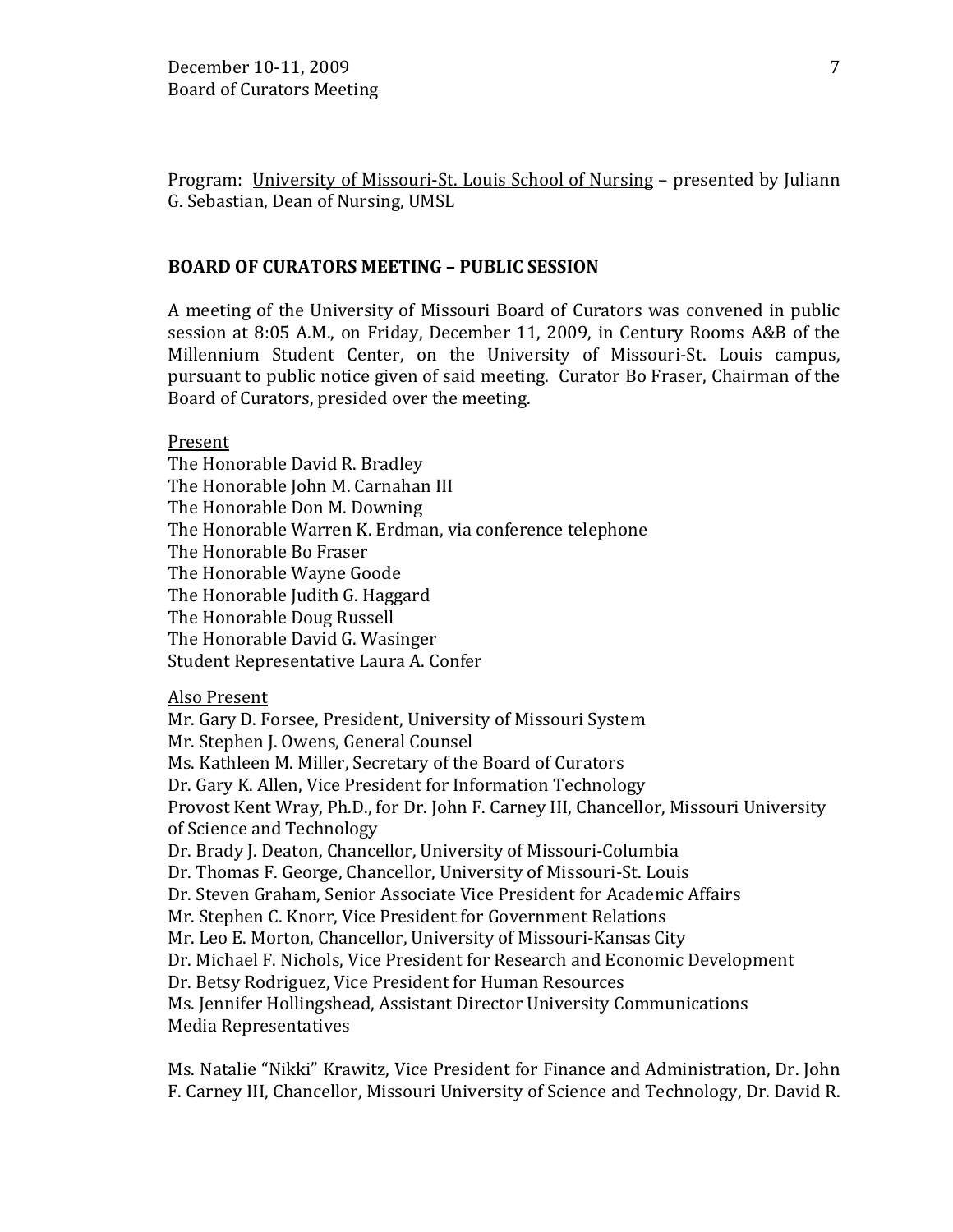Program: <u>University of Missouri-St. Louis School of Nursing</u> – presented by Juliann G. Sebastian, Dean of Nursing, UMSL

**BOARD OF CURATORS MEETING – PUBLIC SESSION**

A meeting of the University of Missouri Board of Curators was convened in public session at 8:05 A.M., on Friday, December 11, 2009, in Century Rooms A&B of the Millennium Student Center, on the University of Missouri-St. Louis campus, pursuant to public notice given of said meeting. Curator Bo Fraser, Chairman of the Board of Curators, presided over the meeting.

<u>Present</u>
The Honorable David R. Bradley
The Honorable John M. Carnahan III
The Honorable Don M. Downing
The Honorable Warren K. Erdman, via conference telephone
The Honorable Bo Fraser
The Honorable Wayne Goode
The Honorable Judith G. Haggard
The Honorable Doug Russell
The Honorable David G. Wasinger
Student Representative Laura A. Confer

<u>Also Present</u>
Mr. Gary D. Forsee, President, University of Missouri System
Mr. Stephen J. Owens, General Counsel
Ms. Kathleen M. Miller, Secretary of the Board of Curators
Dr. Gary K. Allen, Vice President for Information Technology
Provost Kent Wray, Ph.D., for Dr. John F. Carney III, Chancellor, Missouri University of Science and Technology
Dr. Brady J. Deaton, Chancellor, University of Missouri-Columbia
Dr. Thomas F. George, Chancellor, University of Missouri-St. Louis
Dr. Steven Graham, Senior Associate Vice President for Academic Affairs
Mr. Stephen C. Knorr, Vice President for Government Relations
Mr. Leo E. Morton, Chancellor, University of Missouri-Kansas City
Dr. Michael F. Nichols, Vice President for Research and Economic Development
Dr. Betsy Rodriguez, Vice President for Human Resources
Ms. Jennifer Hollingshead, Assistant Director University Communications
Media Representatives

Ms. Natalie "Nikki" Krawitz, Vice President for Finance and Administration, Dr. John F. Carney III, Chancellor, Missouri University of Science and Technology, Dr. David R.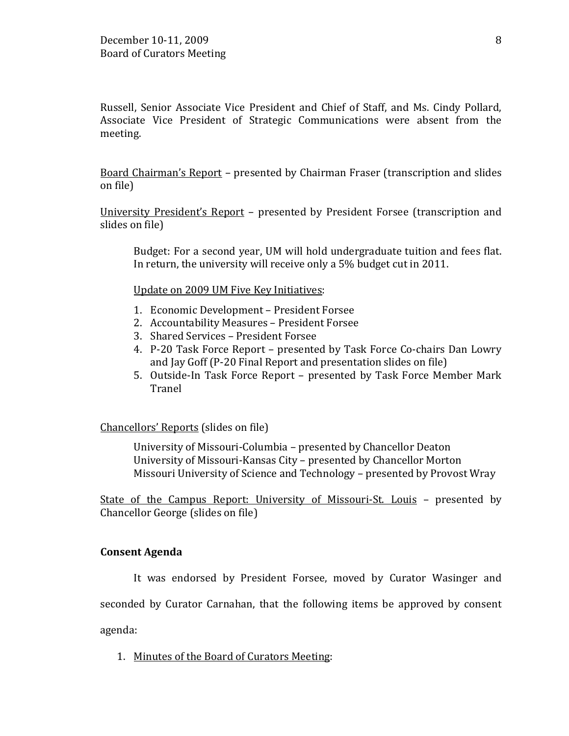Russell, Senior Associate Vice President and Chief of Staff, and Ms. Cindy Pollard, Associate Vice President of Strategic Communications were absent from the meeting.

Board Chairman's Report – presented by Chairman Fraser (transcription and slides on file)

University President's Report – presented by President Forsee (transcription and slides on file)

> Budget: For a second year, UM will hold undergraduate tuition and fees flat. In return, the university will receive only a 5% budget cut in 2011.
>
> Update on 2009 UM Five Key Initiatives:
>
> 1. Economic Development – President Forsee
> 2. Accountability Measures – President Forsee
> 3. Shared Services – President Forsee
> 4. P-20 Task Force Report – presented by Task Force Co-chairs Dan Lowry and Jay Goff (P-20 Final Report and presentation slides on file)
> 5. Outside-In Task Force Report – presented by Task Force Member Mark Tranel

Chancellors' Reports (slides on file)

> University of Missouri-Columbia – presented by Chancellor Deaton
> University of Missouri-Kansas City – presented by Chancellor Morton
> Missouri University of Science and Technology – presented by Provost Wray

State of the Campus Report: University of Missouri-St. Louis – presented by Chancellor George (slides on file)

**Consent Agenda**

It was endorsed by President Forsee, moved by Curator Wasinger and seconded by Curator Carnahan, that the following items be approved by consent agenda:

1. Minutes of the Board of Curators Meeting: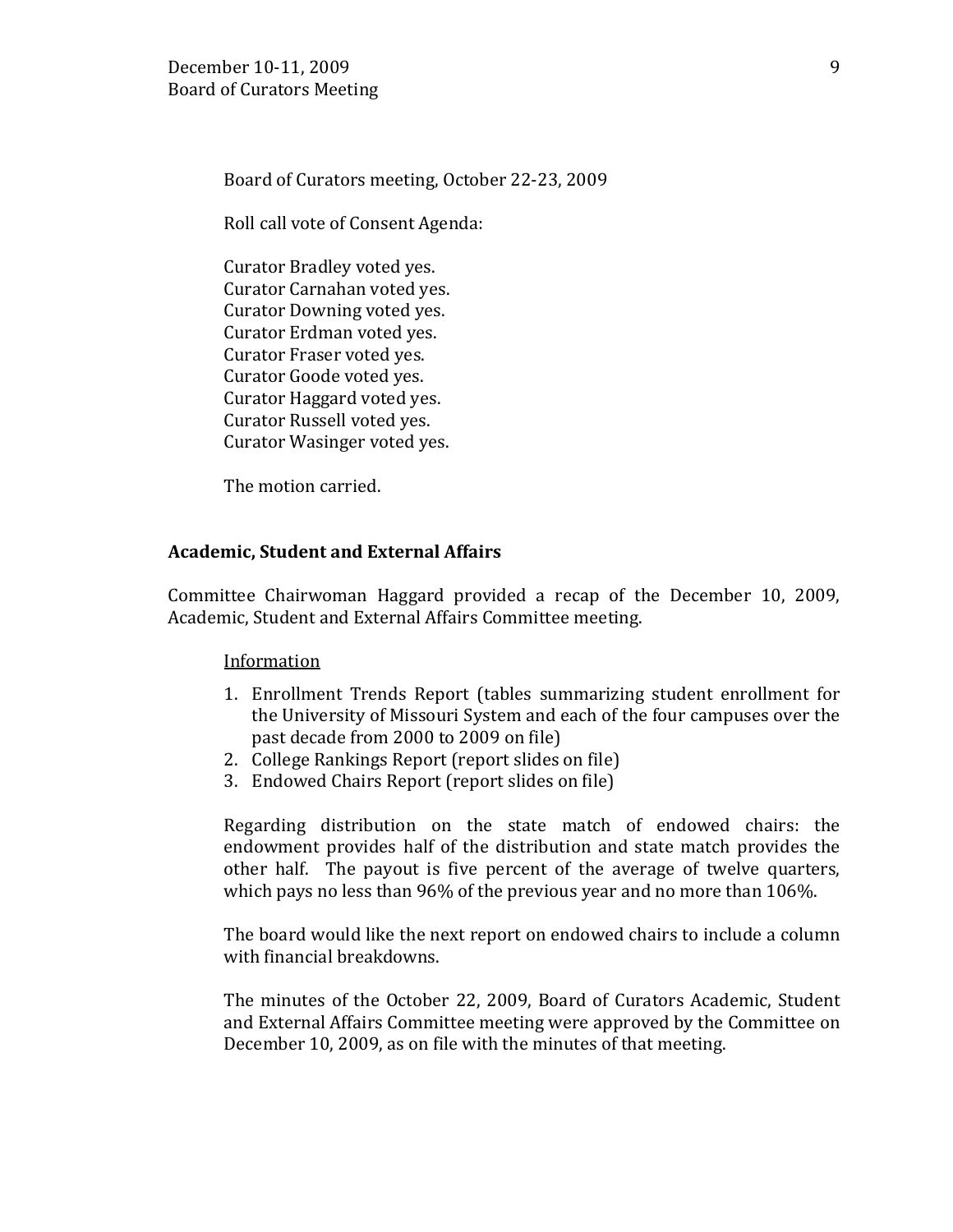Board of Curators meeting, October 22-23, 2009

Roll call vote of Consent Agenda:

Curator Bradley voted yes.  
Curator Carnahan voted yes.  
Curator Downing voted yes.  
Curator Erdman voted yes.  
Curator Fraser voted yes.  
Curator Goode voted yes.  
Curator Haggard voted yes.  
Curator Russell voted yes.  
Curator Wasinger voted yes.

The motion carried.

**Academic, Student and External Affairs**

Committee Chairwoman Haggard provided a recap of the December 10, 2009, Academic, Student and External Affairs Committee meeting.

<u>Information</u>

1. Enrollment Trends Report (tables summarizing student enrollment for the University of Missouri System and each of the four campuses over the past decade from 2000 to 2009 on file)
2. College Rankings Report (report slides on file)
3. Endowed Chairs Report (report slides on file)

Regarding distribution on the state match of endowed chairs: the endowment provides half of the distribution and state match provides the other half. The payout is five percent of the average of twelve quarters, which pays no less than 96% of the previous year and no more than 106%.

The board would like the next report on endowed chairs to include a column with financial breakdowns.

The minutes of the October 22, 2009, Board of Curators Academic, Student and External Affairs Committee meeting were approved by the Committee on December 10, 2009, as on file with the minutes of that meeting.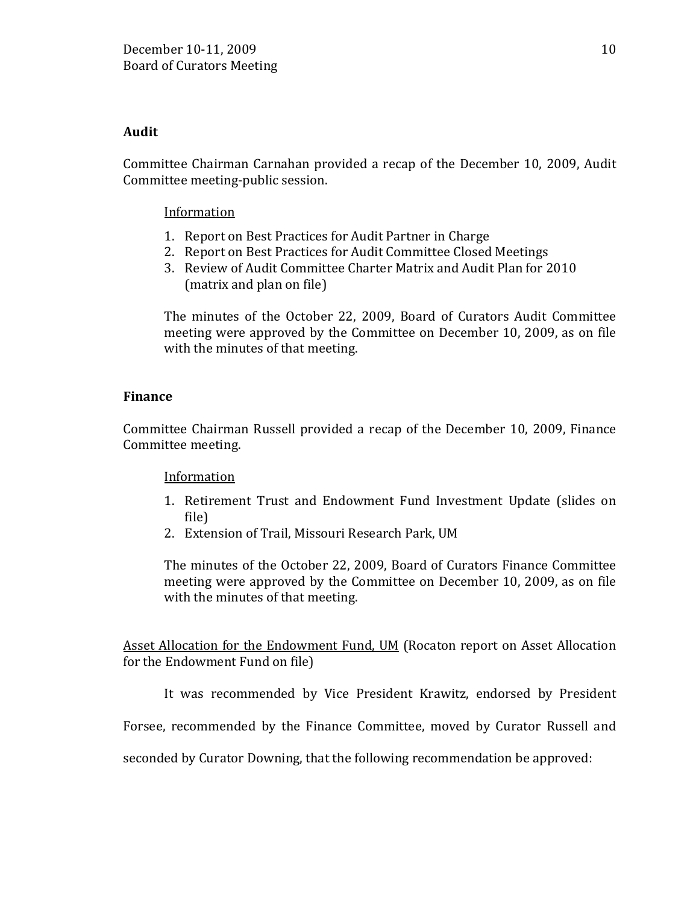**Audit**

Committee Chairman Carnahan provided a recap of the December 10, 2009, Audit Committee meeting-public session.

Information

1. Report on Best Practices for Audit Partner in Charge
2. Report on Best Practices for Audit Committee Closed Meetings
3. Review of Audit Committee Charter Matrix and Audit Plan for 2010 (matrix and plan on file)

The minutes of the October 22, 2009, Board of Curators Audit Committee meeting were approved by the Committee on December 10, 2009, as on file with the minutes of that meeting.

**Finance**

Committee Chairman Russell provided a recap of the December 10, 2009, Finance Committee meeting.

Information

1. Retirement Trust and Endowment Fund Investment Update (slides on file)
2. Extension of Trail, Missouri Research Park, UM

The minutes of the October 22, 2009, Board of Curators Finance Committee meeting were approved by the Committee on December 10, 2009, as on file with the minutes of that meeting.

Asset Allocation for the Endowment Fund, UM (Rocaton report on Asset Allocation for the Endowment Fund on file)

It was recommended by Vice President Krawitz, endorsed by President Forsee, recommended by the Finance Committee, moved by Curator Russell and seconded by Curator Downing, that the following recommendation be approved: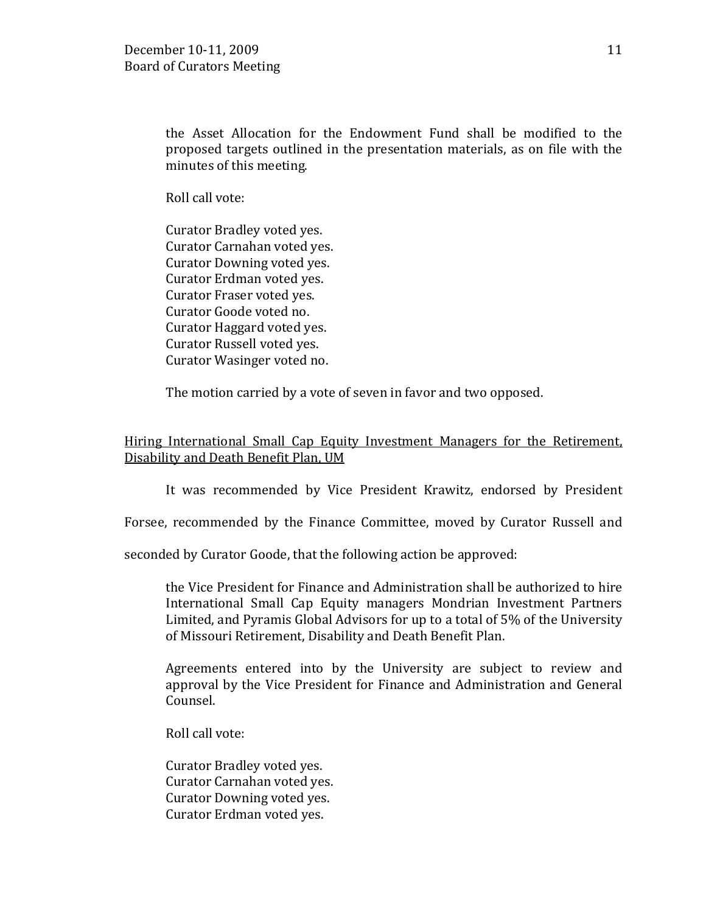the Asset Allocation for the Endowment Fund shall be modified to the proposed targets outlined in the presentation materials, as on file with the minutes of this meeting.

Roll call vote:

Curator Bradley voted yes.
Curator Carnahan voted yes.
Curator Downing voted yes.
Curator Erdman voted yes.
Curator Fraser voted yes.
Curator Goode voted no.
Curator Haggard voted yes.
Curator Russell voted yes.
Curator Wasinger voted no.

The motion carried by a vote of seven in favor and two opposed.

<u>Hiring International Small Cap Equity Investment Managers for the Retirement, Disability and Death Benefit Plan, UM</u>

It was recommended by Vice President Krawitz, endorsed by President Forsee, recommended by the Finance Committee, moved by Curator Russell and seconded by Curator Goode, that the following action be approved:

the Vice President for Finance and Administration shall be authorized to hire International Small Cap Equity managers Mondrian Investment Partners Limited, and Pyramis Global Advisors for up to a total of 5% of the University of Missouri Retirement, Disability and Death Benefit Plan.

Agreements entered into by the University are subject to review and approval by the Vice President for Finance and Administration and General Counsel.

Roll call vote:

Curator Bradley voted yes.
Curator Carnahan voted yes.
Curator Downing voted yes.
Curator Erdman voted yes.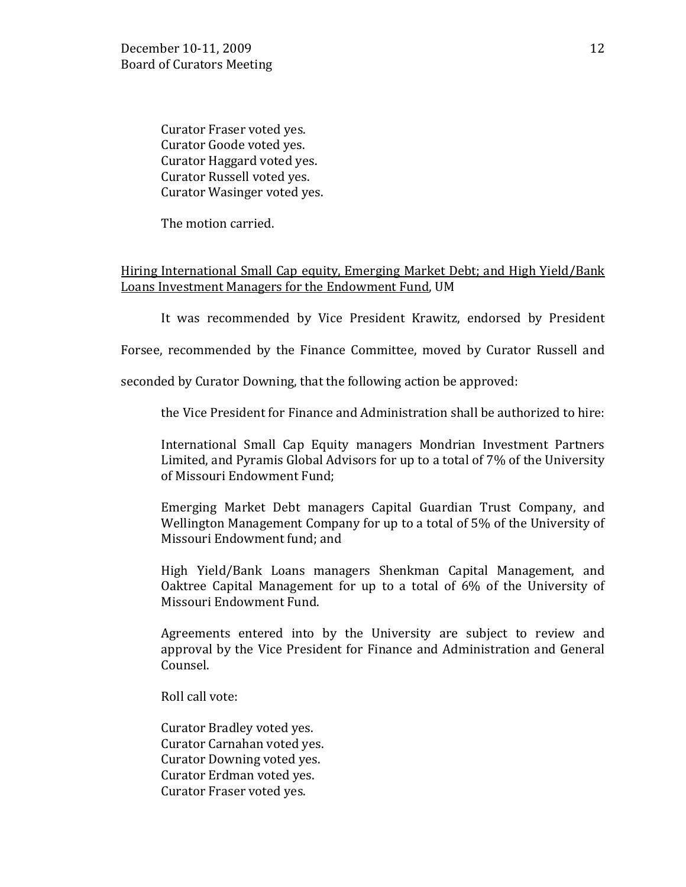Curator Fraser voted yes.
Curator Goode voted yes.
Curator Haggard voted yes.
Curator Russell voted yes.
Curator Wasinger voted yes.

The motion carried.

<u>Hiring International Small Cap equity, Emerging Market Debt; and High Yield/Bank Loans Investment Managers for the Endowment Fund</u>, UM

It was recommended by Vice President Krawitz, endorsed by President Forsee, recommended by the Finance Committee, moved by Curator Russell and seconded by Curator Downing, that the following action be approved:

> the Vice President for Finance and Administration shall be authorized to hire:
>
> International Small Cap Equity managers Mondrian Investment Partners Limited, and Pyramis Global Advisors for up to a total of 7% of the University of Missouri Endowment Fund;
>
> Emerging Market Debt managers Capital Guardian Trust Company, and Wellington Management Company for up to a total of 5% of the University of Missouri Endowment fund; and
>
> High Yield/Bank Loans managers Shenkman Capital Management, and Oaktree Capital Management for up to a total of 6% of the University of Missouri Endowment Fund.
>
> Agreements entered into by the University are subject to review and approval by the Vice President for Finance and Administration and General Counsel.

Roll call vote:

Curator Bradley voted yes.
Curator Carnahan voted yes.
Curator Downing voted yes.
Curator Erdman voted yes.
Curator Fraser voted yes.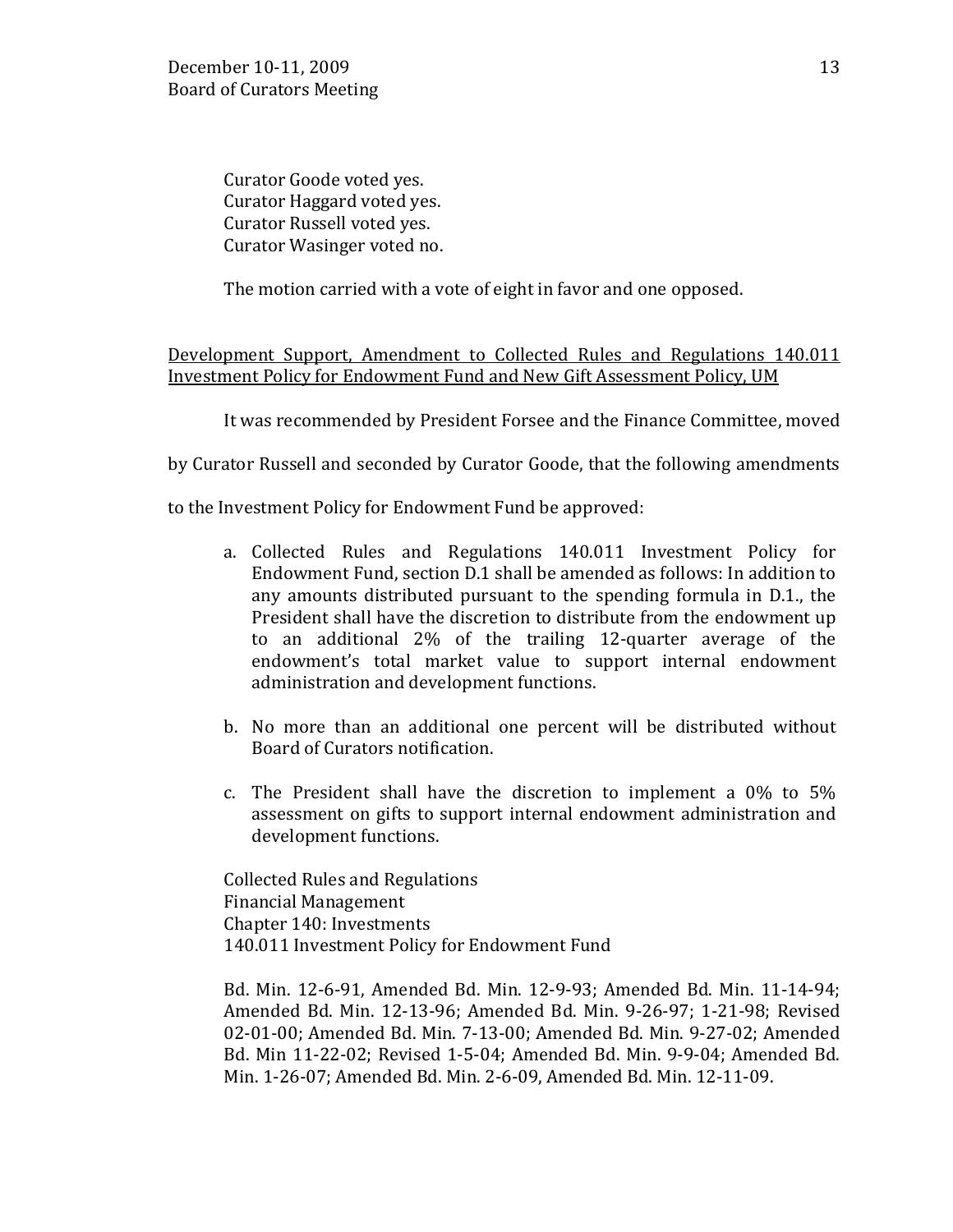Curator Goode voted yes.
Curator Haggard voted yes.
Curator Russell voted yes.
Curator Wasinger voted no.

The motion carried with a vote of eight in favor and one opposed.

<u>Development Support, Amendment to Collected Rules and Regulations 140.011 Investment Policy for Endowment Fund and New Gift Assessment Policy, UM</u>

It was recommended by President Forsee and the Finance Committee, moved by Curator Russell and seconded by Curator Goode, that the following amendments to the Investment Policy for Endowment Fund be approved:

a. Collected Rules and Regulations 140.011 Investment Policy for Endowment Fund, section D.1 shall be amended as follows: In addition to any amounts distributed pursuant to the spending formula in D.1., the President shall have the discretion to distribute from the endowment up to an additional 2% of the trailing 12-quarter average of the endowment's total market value to support internal endowment administration and development functions.

b. No more than an additional one percent will be distributed without Board of Curators notification.

c. The President shall have the discretion to implement a 0% to 5% assessment on gifts to support internal endowment administration and development functions.

Collected Rules and Regulations
Financial Management
Chapter 140: Investments
140.011 Investment Policy for Endowment Fund

Bd. Min. 12-6-91, Amended Bd. Min. 12-9-93; Amended Bd. Min. 11-14-94; Amended Bd. Min. 12-13-96; Amended Bd. Min. 9-26-97; 1-21-98; Revised 02-01-00; Amended Bd. Min. 7-13-00; Amended Bd. Min. 9-27-02; Amended Bd. Min 11-22-02; Revised 1-5-04; Amended Bd. Min. 9-9-04; Amended Bd. Min. 1-26-07; Amended Bd. Min. 2-6-09, Amended Bd. Min. 12-11-09.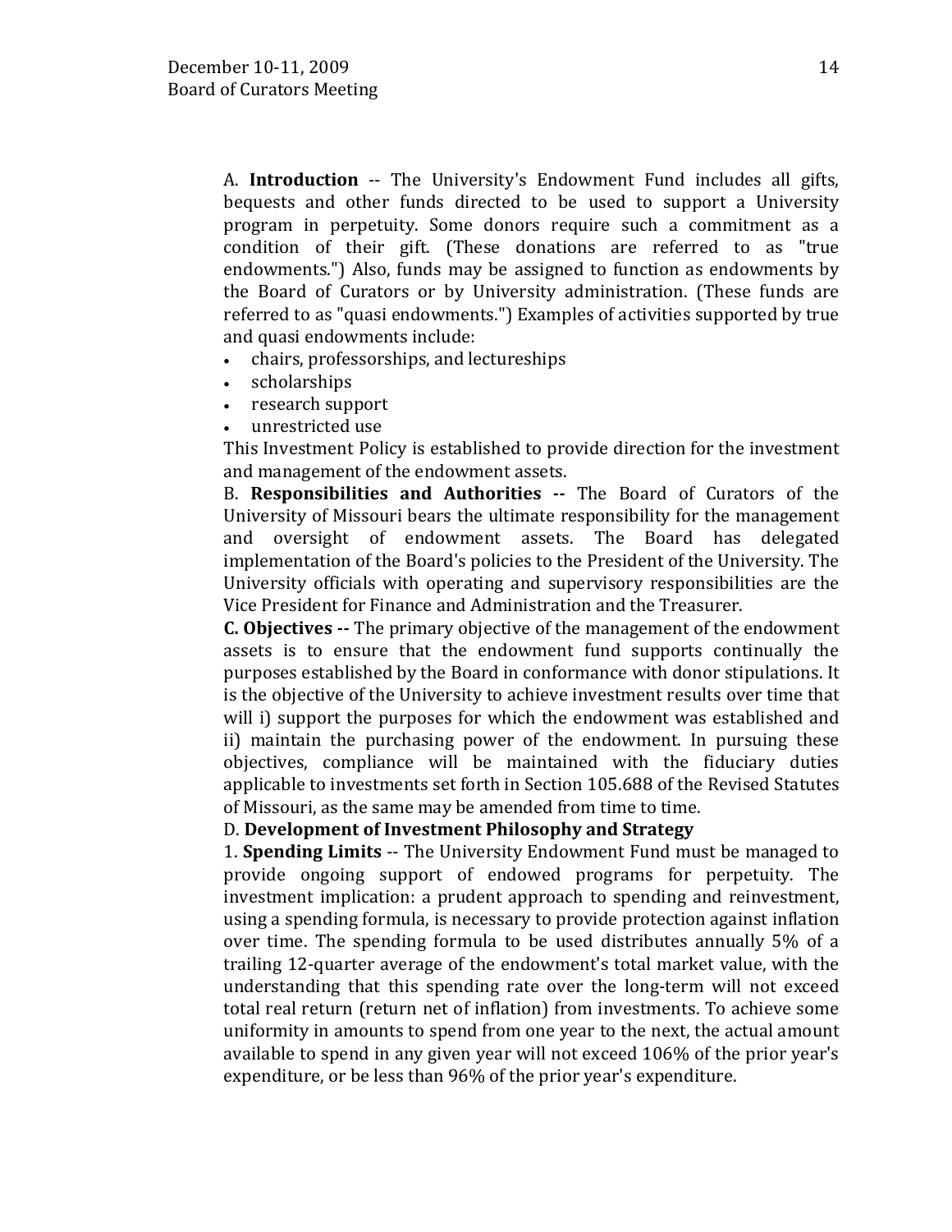A. **Introduction** -- The University's Endowment Fund includes all gifts, bequests and other funds directed to be used to support a University program in perpetuity. Some donors require such a commitment as a condition of their gift. (These donations are referred to as "true endowments.") Also, funds may be assigned to function as endowments by the Board of Curators or by University administration. (These funds are referred to as "quasi endowments.") Examples of activities supported by true and quasi endowments include:

- chairs, professorships, and lectureships
- scholarships
- research support
- unrestricted use

This Investment Policy is established to provide direction for the investment and management of the endowment assets.

B. **Responsibilities and Authorities --** The Board of Curators of the University of Missouri bears the ultimate responsibility for the management and oversight of endowment assets. The Board has delegated implementation of the Board's policies to the President of the University. The University officials with operating and supervisory responsibilities are the Vice President for Finance and Administration and the Treasurer.

**C. Objectives --** The primary objective of the management of the endowment assets is to ensure that the endowment fund supports continually the purposes established by the Board in conformance with donor stipulations. It is the objective of the University to achieve investment results over time that will i) support the purposes for which the endowment was established and ii) maintain the purchasing power of the endowment. In pursuing these objectives, compliance will be maintained with the fiduciary duties applicable to investments set forth in Section 105.688 of the Revised Statutes of Missouri, as the same may be amended from time to time.

D. **Development of Investment Philosophy and Strategy**

1. **Spending Limits** -- The University Endowment Fund must be managed to provide ongoing support of endowed programs for perpetuity. The investment implication: a prudent approach to spending and reinvestment, using a spending formula, is necessary to provide protection against inflation over time. The spending formula to be used distributes annually 5% of a trailing 12-quarter average of the endowment's total market value, with the understanding that this spending rate over the long-term will not exceed total real return (return net of inflation) from investments. To achieve some uniformity in amounts to spend from one year to the next, the actual amount available to spend in any given year will not exceed 106% of the prior year's expenditure, or be less than 96% of the prior year's expenditure.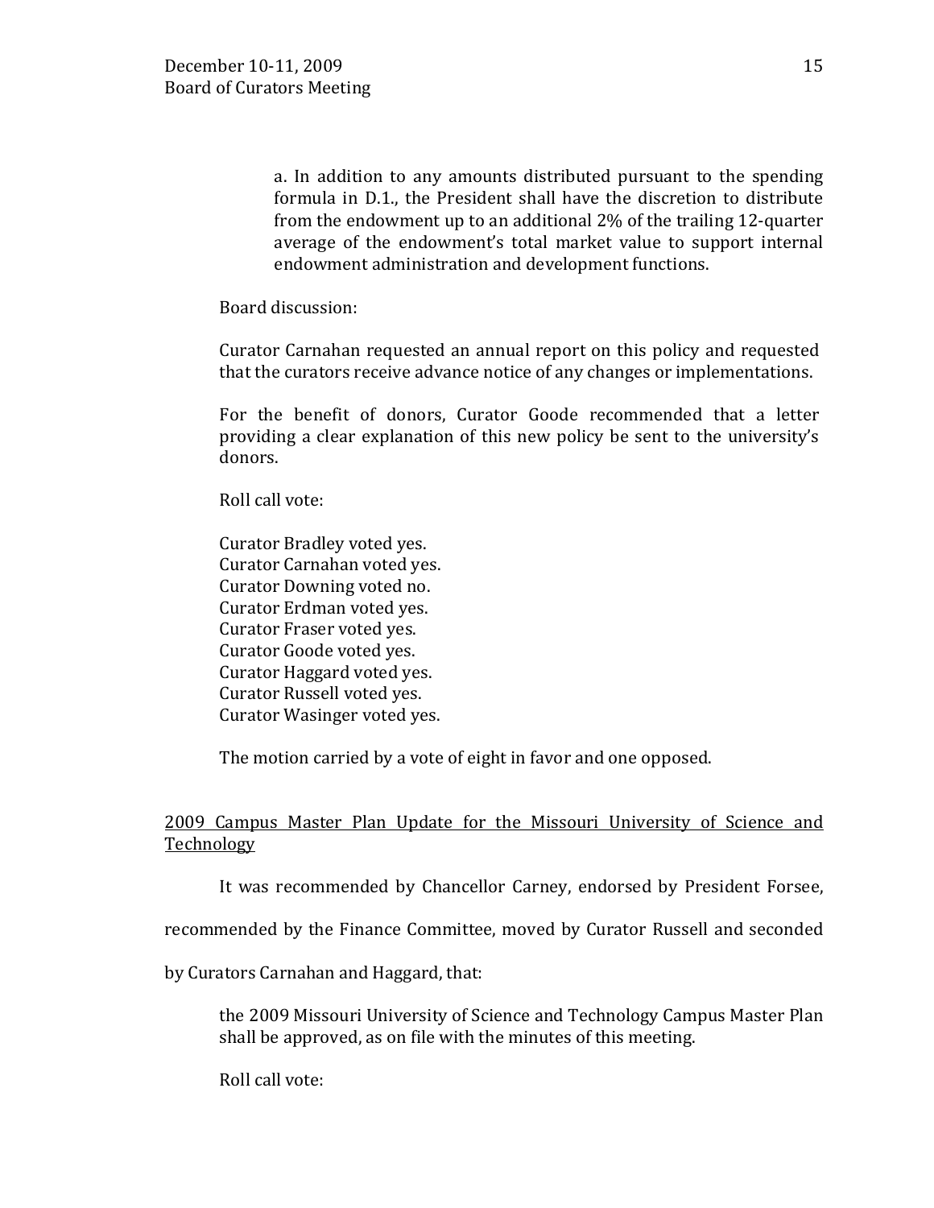a. In addition to any amounts distributed pursuant to the spending formula in D.1., the President shall have the discretion to distribute from the endowment up to an additional 2% of the trailing 12-quarter average of the endowment's total market value to support internal endowment administration and development functions.

Board discussion:

Curator Carnahan requested an annual report on this policy and requested that the curators receive advance notice of any changes or implementations.

For the benefit of donors, Curator Goode recommended that a letter providing a clear explanation of this new policy be sent to the university's donors.

Roll call vote:

Curator Bradley voted yes.
Curator Carnahan voted yes.
Curator Downing voted no.
Curator Erdman voted yes.
Curator Fraser voted yes.
Curator Goode voted yes.
Curator Haggard voted yes.
Curator Russell voted yes.
Curator Wasinger voted yes.

The motion carried by a vote of eight in favor and one opposed.

<u>2009 Campus Master Plan Update for the Missouri University of Science and Technology</u>

It was recommended by Chancellor Carney, endorsed by President Forsee, recommended by the Finance Committee, moved by Curator Russell and seconded by Curators Carnahan and Haggard, that:

the 2009 Missouri University of Science and Technology Campus Master Plan shall be approved, as on file with the minutes of this meeting.

Roll call vote: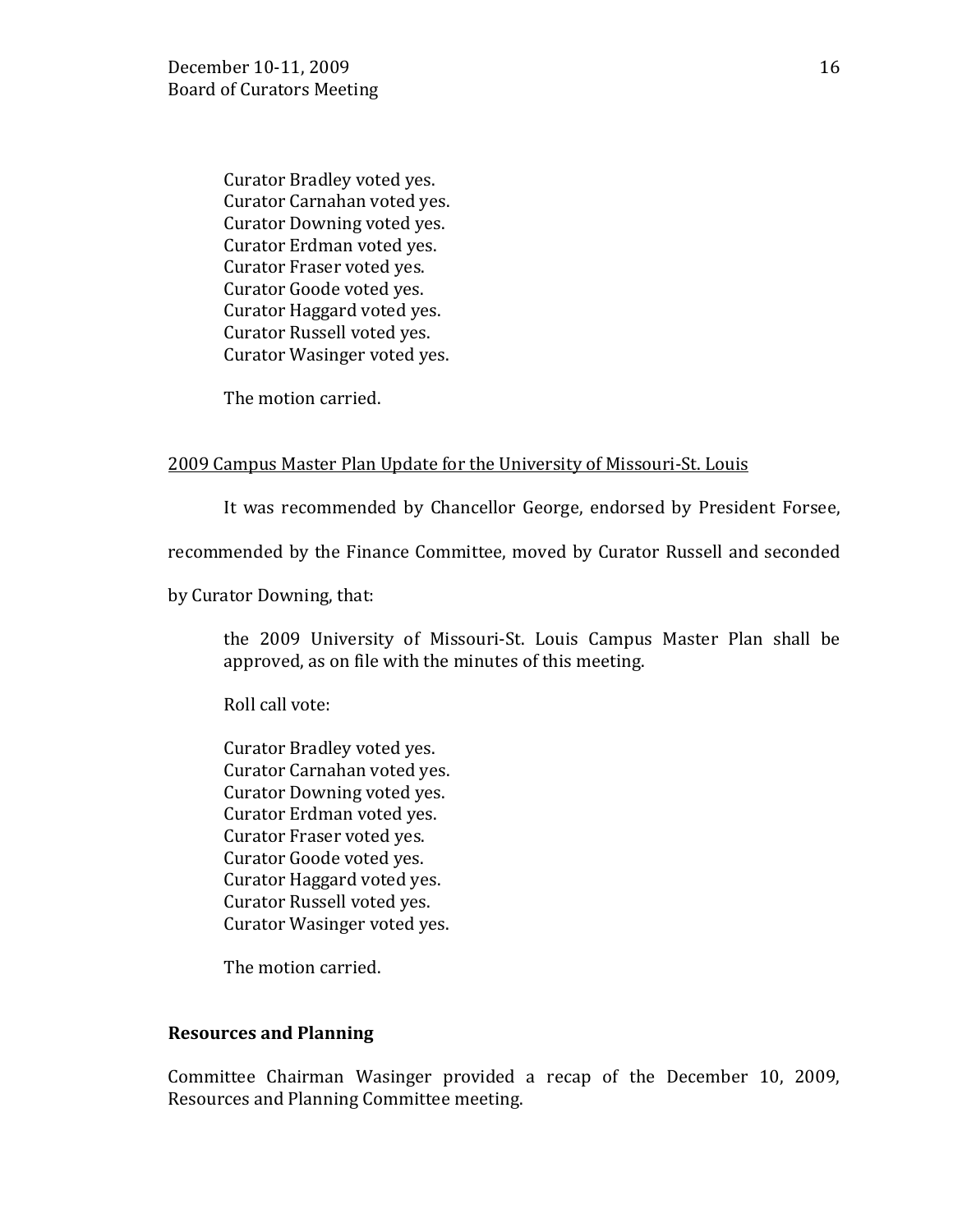Curator Bradley voted yes.
Curator Carnahan voted yes.
Curator Downing voted yes.
Curator Erdman voted yes.
Curator Fraser voted yes.
Curator Goode voted yes.
Curator Haggard voted yes.
Curator Russell voted yes.
Curator Wasinger voted yes.

The motion carried.

2009 Campus Master Plan Update for the University of Missouri-St. Louis

It was recommended by Chancellor George, endorsed by President Forsee, recommended by the Finance Committee, moved by Curator Russell and seconded by Curator Downing, that:

the 2009 University of Missouri-St. Louis Campus Master Plan shall be approved, as on file with the minutes of this meeting.

Roll call vote:

Curator Bradley voted yes.
Curator Carnahan voted yes.
Curator Downing voted yes.
Curator Erdman voted yes.
Curator Fraser voted yes.
Curator Goode voted yes.
Curator Haggard voted yes.
Curator Russell voted yes.
Curator Wasinger voted yes.

The motion carried.

**Resources and Planning**

Committee Chairman Wasinger provided a recap of the December 10, 2009, Resources and Planning Committee meeting.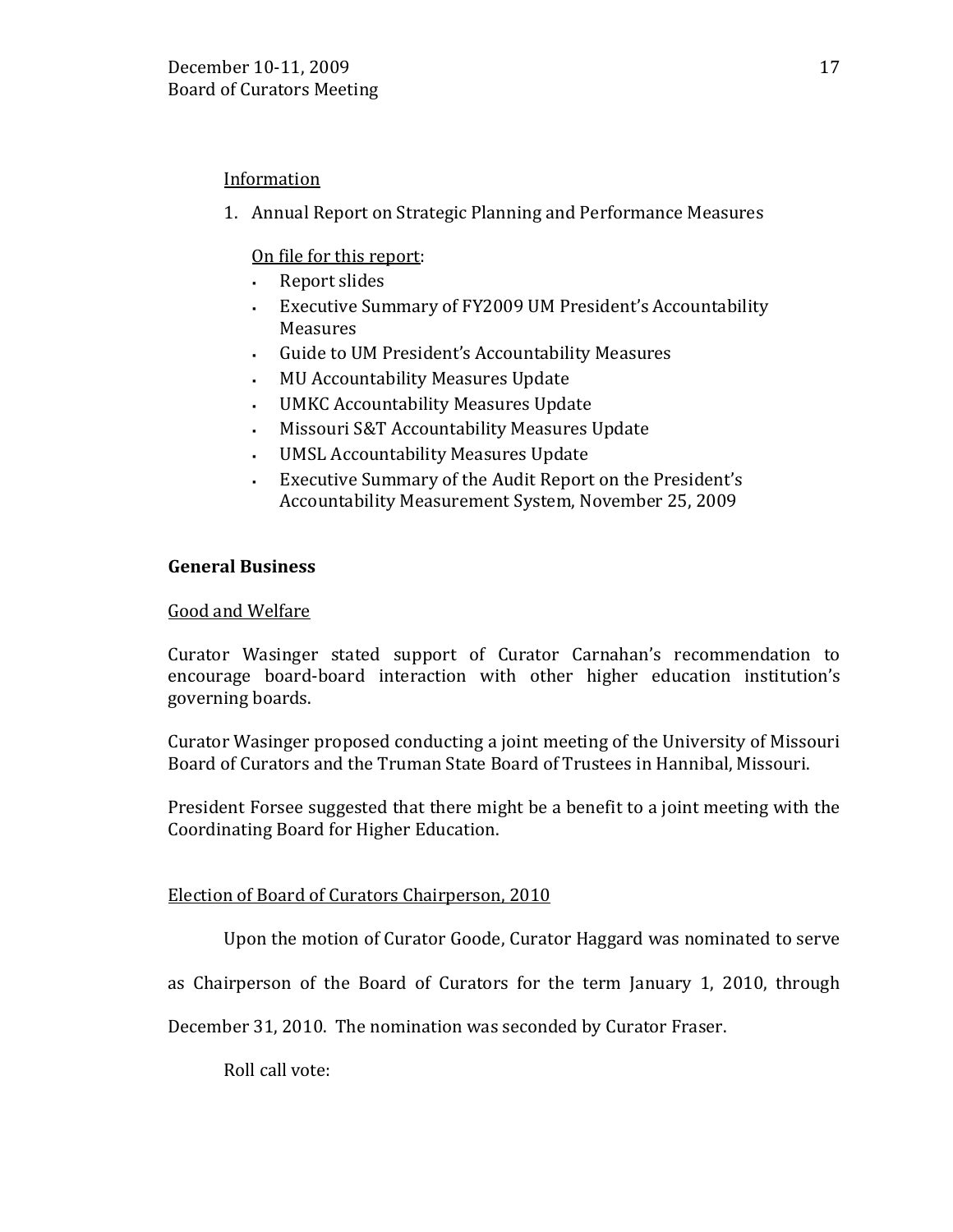Information

1. Annual Report on Strategic Planning and Performance Measures

   On file for this report:
   - Report slides
   - Executive Summary of FY2009 UM President's Accountability Measures
   - Guide to UM President's Accountability Measures
   - MU Accountability Measures Update
   - UMKC Accountability Measures Update
   - Missouri S&T Accountability Measures Update
   - UMSL Accountability Measures Update
   - Executive Summary of the Audit Report on the President's Accountability Measurement System, November 25, 2009

**General Business**

Good and Welfare

Curator Wasinger stated support of Curator Carnahan's recommendation to encourage board-board interaction with other higher education institution's governing boards.

Curator Wasinger proposed conducting a joint meeting of the University of Missouri Board of Curators and the Truman State Board of Trustees in Hannibal, Missouri.

President Forsee suggested that there might be a benefit to a joint meeting with the Coordinating Board for Higher Education.

Election of Board of Curators Chairperson, 2010

Upon the motion of Curator Goode, Curator Haggard was nominated to serve as Chairperson of the Board of Curators for the term January 1, 2010, through December 31, 2010. The nomination was seconded by Curator Fraser.

Roll call vote: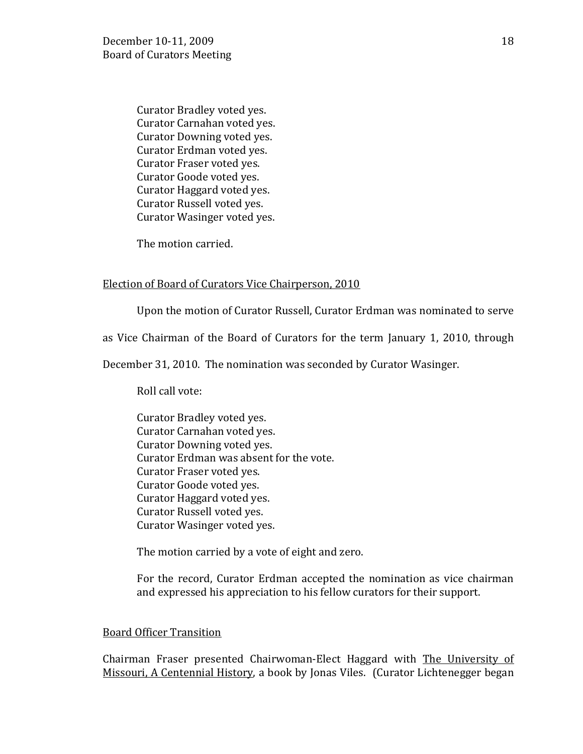Curator Bradley voted yes.
Curator Carnahan voted yes.
Curator Downing voted yes.
Curator Erdman voted yes.
Curator Fraser voted yes.
Curator Goode voted yes.
Curator Haggard voted yes.
Curator Russell voted yes.
Curator Wasinger voted yes.

The motion carried.

## Election of Board of Curators Vice Chairperson, 2010

Upon the motion of Curator Russell, Curator Erdman was nominated to serve as Vice Chairman of the Board of Curators for the term January 1, 2010, through December 31, 2010. The nomination was seconded by Curator Wasinger.

Roll call vote:

Curator Bradley voted yes.
Curator Carnahan voted yes.
Curator Downing voted yes.
Curator Erdman was absent for the vote.
Curator Fraser voted yes.
Curator Goode voted yes.
Curator Haggard voted yes.
Curator Russell voted yes.
Curator Wasinger voted yes.

The motion carried by a vote of eight and zero.

For the record, Curator Erdman accepted the nomination as vice chairman and expressed his appreciation to his fellow curators for their support.

## Board Officer Transition

Chairman Fraser presented Chairwoman-Elect Haggard with The University of Missouri, A Centennial History, a book by Jonas Viles. (Curator Lichtenegger began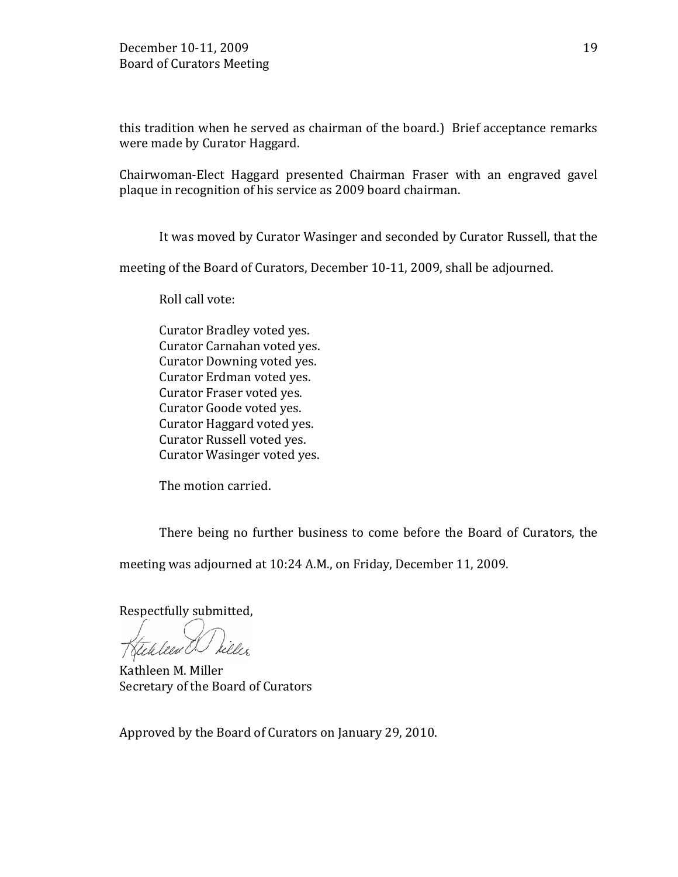this tradition when he served as chairman of the board.) Brief acceptance remarks were made by Curator Haggard.

Chairwoman-Elect Haggard presented Chairman Fraser with an engraved gavel plaque in recognition of his service as 2009 board chairman.

It was moved by Curator Wasinger and seconded by Curator Russell, that the meeting of the Board of Curators, December 10-11, 2009, shall be adjourned.

Roll call vote:

Curator Bradley voted yes.
Curator Carnahan voted yes.
Curator Downing voted yes.
Curator Erdman voted yes.
Curator Fraser voted yes.
Curator Goode voted yes.
Curator Haggard voted yes.
Curator Russell voted yes.
Curator Wasinger voted yes.

The motion carried.

There being no further business to come before the Board of Curators, the meeting was adjourned at 10:24 A.M., on Friday, December 11, 2009.

Respectfully submitted,

Kathleen M. Miller
Secretary of the Board of Curators

Approved by the Board of Curators on January 29, 2010.